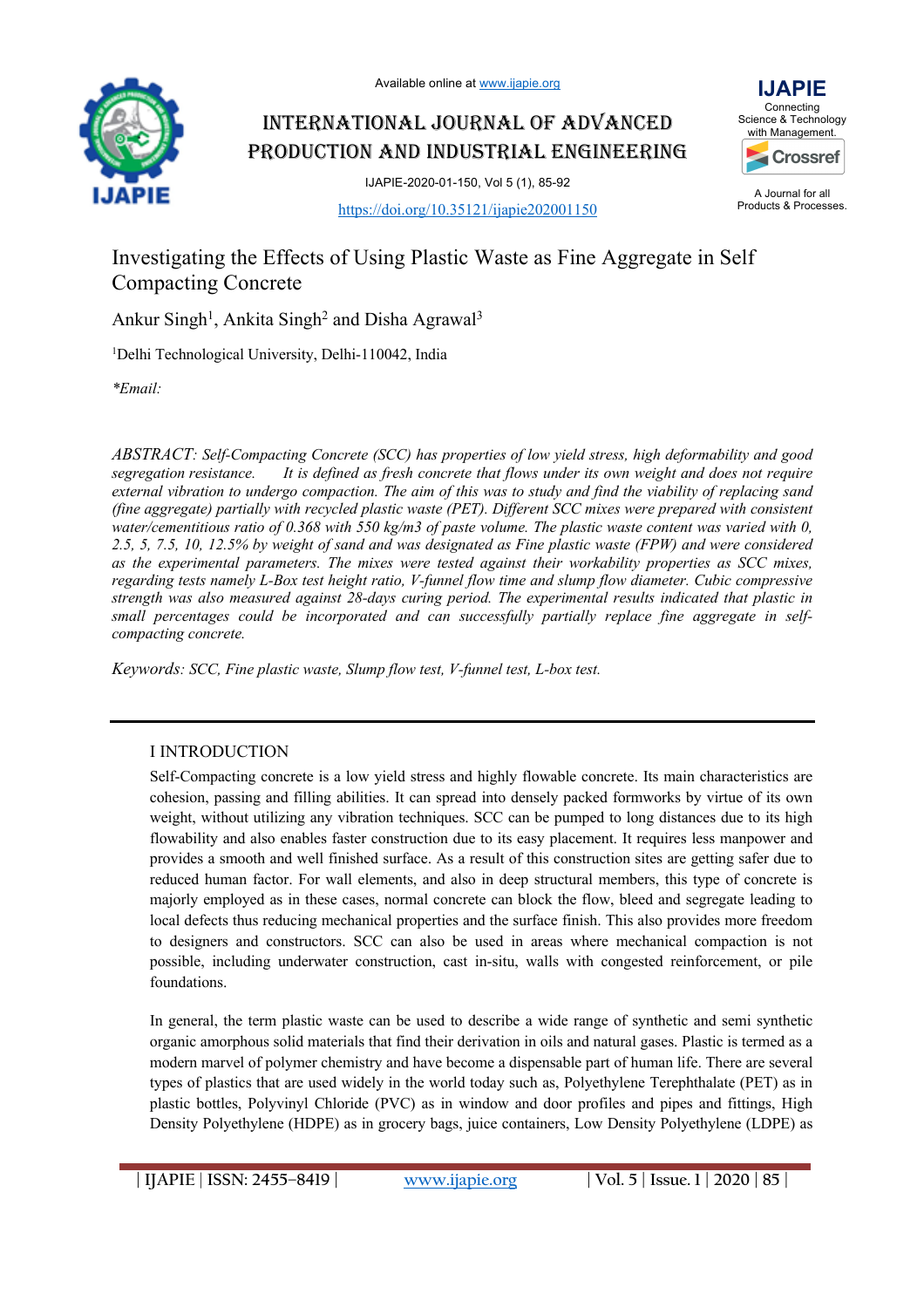Available online at www.ijapie.org

# INTERNATIONAL JOURNAL OF ADVANCED PRODUCTION AND INDUSTRIAL ENGINEERING

IJAPIE-2020-01-150, Vol 5 (1), 85-92

https://doi.org/10.35121/ijapie202001150

# Investigating the Effects of Using Plastic Waste as Fine Aggregate in Self Compacting Concrete

Ankur Singh[1], Ankita Singh[2] and Disha Agrawal[3]

[1]Delhi Technological University, Delhi-110042, India

*Email:

*ABSTRACT: Self-Compacting Concrete (SCC) has properties of low yield stress, high deformability and good segregation resistance. It is defined as fresh concrete that flows under its own weight and does not require external vibration to undergo compaction. The aim of this was to study and find the viability of replacing sand (fine aggregate) partially with recycled plastic waste (PET). Different SCC mixes were prepared with consistent water/cementitious ratio of 0.368 with 550 kg/m3 of paste volume. The plastic waste content was varied with 0, 2.5, 5, 7.5, 10, 12.5% by weight of sand and was designated as Fine plastic waste (FPW) and were considered as the experimental parameters. The mixes were tested against their workability properties as SCC mixes, regarding tests namely L-Box test height ratio, V-funnel flow time and slump flow diameter. Cubic compressive strength was also measured against 28-days curing period. The experimental results indicated that plastic in small percentages could be incorporated and can successfully partially replace fine aggregate in self-compacting concrete.*

*Keywords: SCC, Fine plastic waste, Slump flow test, V-funnel test, L-box test.*

## I INTRODUCTION

Self-Compacting concrete is a low yield stress and highly flowable concrete. Its main characteristics are cohesion, passing and filling abilities. It can spread into densely packed formworks by virtue of its own weight, without utilizing any vibration techniques. SCC can be pumped to long distances due to its high flowability and also enables faster construction due to its easy placement. It requires less manpower and provides a smooth and well finished surface. As a result of this construction sites are getting safer due to reduced human factor. For wall elements, and also in deep structural members, this type of concrete is majorly employed as in these cases, normal concrete can block the flow, bleed and segregate leading to local defects thus reducing mechanical properties and the surface finish. This also provides more freedom to designers and constructors. SCC can also be used in areas where mechanical compaction is not possible, including underwater construction, cast in-situ, walls with congested reinforcement, or pile foundations.

In general, the term plastic waste can be used to describe a wide range of synthetic and semi synthetic organic amorphous solid materials that find their derivation in oils and natural gases. Plastic is termed as a modern marvel of polymer chemistry and have become a dispensable part of human life. There are several types of plastics that are used widely in the world today such as, Polyethylene Terephthalate (PET) as in plastic bottles, Polyvinyl Chloride (PVC) as in window and door profiles and pipes and fittings, High Density Polyethylene (HDPE) as in grocery bags, juice containers, Low Density Polyethylene (LDPE) as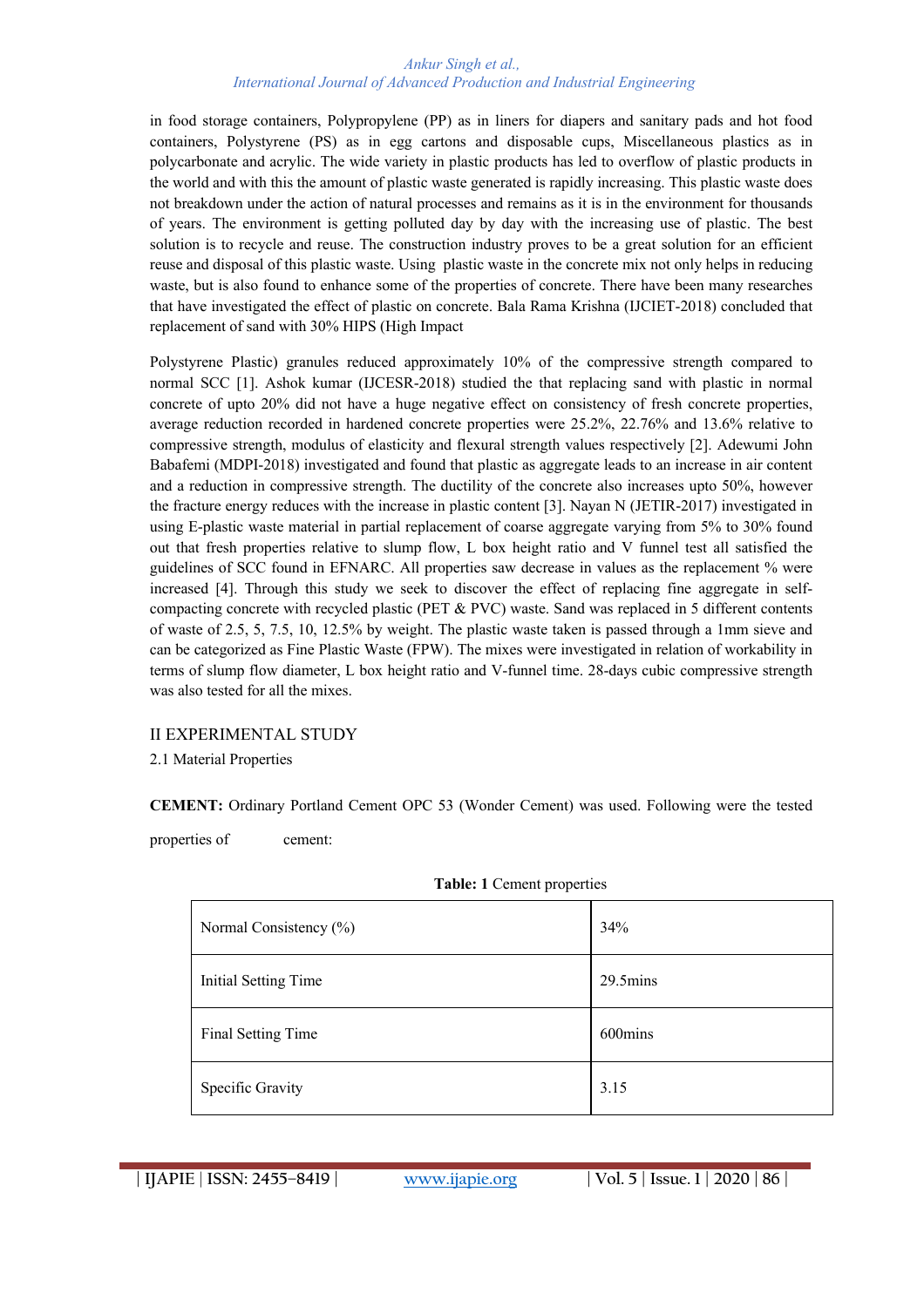in food storage containers, Polypropylene (PP) as in liners for diapers and sanitary pads and hot food containers, Polystyrene (PS) as in egg cartons and disposable cups, Miscellaneous plastics as in polycarbonate and acrylic. The wide variety in plastic products has led to overflow of plastic products in the world and with this the amount of plastic waste generated is rapidly increasing. This plastic waste does not breakdown under the action of natural processes and remains as it is in the environment for thousands of years. The environment is getting polluted day by day with the increasing use of plastic. The best solution is to recycle and reuse. The construction industry proves to be a great solution for an efficient reuse and disposal of this plastic waste. Using plastic waste in the concrete mix not only helps in reducing waste, but is also found to enhance some of the properties of concrete. There have been many researches that have investigated the effect of plastic on concrete. Bala Rama Krishna (IJCIET-2018) concluded that replacement of sand with 30% HIPS (High Impact

Polystyrene Plastic) granules reduced approximately 10% of the compressive strength compared to normal SCC [1]. Ashok kumar (IJCESR-2018) studied the that replacing sand with plastic in normal concrete of upto 20% did not have a huge negative effect on consistency of fresh concrete properties, average reduction recorded in hardened concrete properties were 25.2%, 22.76% and 13.6% relative to compressive strength, modulus of elasticity and flexural strength values respectively [2]. Adewumi John Babafemi (MDPI-2018) investigated and found that plastic as aggregate leads to an increase in air content and a reduction in compressive strength. The ductility of the concrete also increases upto 50%, however the fracture energy reduces with the increase in plastic content [3]. Nayan N (JETIR-2017) investigated in using E-plastic waste material in partial replacement of coarse aggregate varying from 5% to 30% found out that fresh properties relative to slump flow, L box height ratio and V funnel test all satisfied the guidelines of SCC found in EFNARC. All properties saw decrease in values as the replacement % were increased [4]. Through this study we seek to discover the effect of replacing fine aggregate in self-compacting concrete with recycled plastic (PET & PVC) waste. Sand was replaced in 5 different contents of waste of 2.5, 5, 7.5, 10, 12.5% by weight. The plastic waste taken is passed through a 1mm sieve and can be categorized as Fine Plastic Waste (FPW). The mixes were investigated in relation of workability in terms of slump flow diameter, L box height ratio and V-funnel time. 28-days cubic compressive strength was also tested for all the mixes.

## II EXPERIMENTAL STUDY

### 2.1 Material Properties

**CEMENT:** Ordinary Portland Cement OPC 53 (Wonder Cement) was used. Following were the tested properties of cement:

**Table: 1** Cement properties

| Property | Value |
|---|---|
| Normal Consistency (%) | 34% |
| Initial Setting Time | 29.5mins |
| Final Setting Time | 600mins |
| Specific Gravity | 3.15 |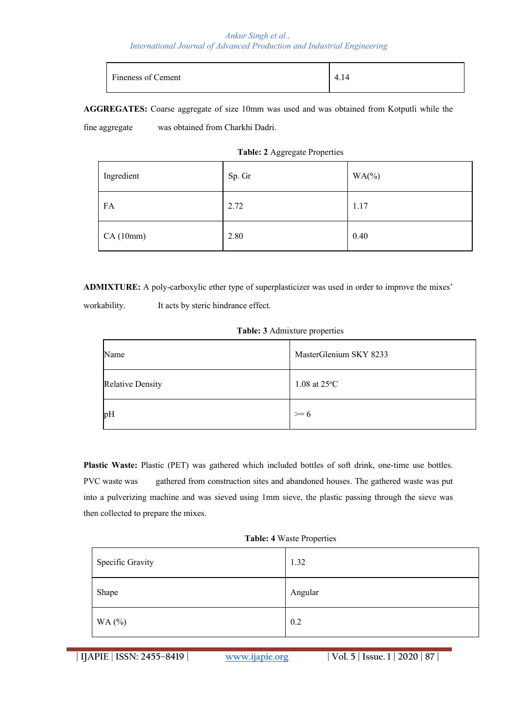| Fineness of Cement | 4.14 |
|---|---|

**AGGREGATES:** Coarse aggregate of size 10mm was used and was obtained from Kotputli while the fine aggregate was obtained from Charkhi Dadri.

**Table: 2** Aggregate Properties

| Ingredient | Sp. Gr | WA(%) |
|---|---|---|
| FA | 2.72 | 1.17 |
| CA (10mm) | 2.80 | 0.40 |

**ADMIXTURE:** A poly-carboxylic ether type of superplasticizer was used in order to improve the mixes' workability. It acts by steric hindrance effect.

**Table: 3** Admixture properties

| Name | MasterGlenium SKY 8233 |
|---|---|
| Relative Density | 1.08 at 25°C |
| pH | >= 6 |

**Plastic Waste:** Plastic (PET) was gathered which included bottles of soft drink, one-time use bottles. PVC waste was gathered from construction sites and abandoned houses. The gathered waste was put into a pulverizing machine and was sieved using 1mm sieve, the plastic passing through the sieve was then collected to prepare the mixes.

**Table: 4** Waste Properties

| Specific Gravity | 1.32 |
|---|---|
| Shape | Angular |
| WA (%) | 0.2 |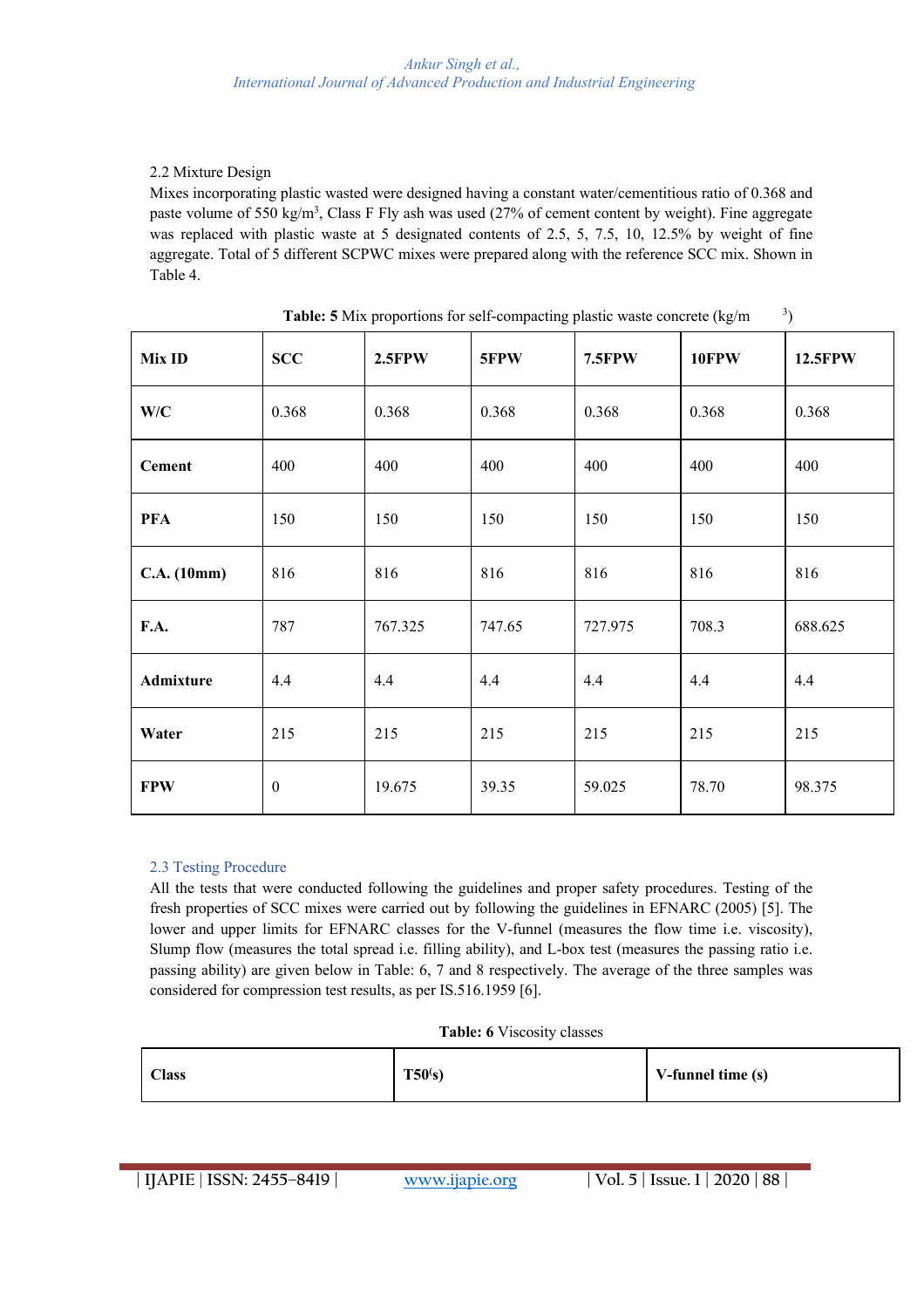2.2 Mixture Design

Mixes incorporating plastic wasted were designed having a constant water/cementitious ratio of 0.368 and paste volume of 550 kg/m$^3$, Class F Fly ash was used (27% of cement content by weight). Fine aggregate was replaced with plastic waste at 5 designated contents of 2.5, 5, 7.5, 10, 12.5% by weight of fine aggregate. Total of 5 different SCPWC mixes were prepared along with the reference SCC mix. Shown in Table 4.

**Table: 5** Mix proportions for self-compacting plastic waste concrete (kg/m$^3$)

| **Mix ID** | **SCC** | **2.5FPW** | **5FPW** | **7.5FPW** | **10FPW** | **12.5FPW** |
|---|---|---|---|---|---|---|
| **W/C** | 0.368 | 0.368 | 0.368 | 0.368 | 0.368 | 0.368 |
| **Cement** | 400 | 400 | 400 | 400 | 400 | 400 |
| **PFA** | 150 | 150 | 150 | 150 | 150 | 150 |
| **C.A. (10mm)** | 816 | 816 | 816 | 816 | 816 | 816 |
| **F.A.** | 787 | 767.325 | 747.65 | 727.975 | 708.3 | 688.625 |
| **Admixture** | 4.4 | 4.4 | 4.4 | 4.4 | 4.4 | 4.4 |
| **Water** | 215 | 215 | 215 | 215 | 215 | 215 |
| **FPW** | 0 | 19.675 | 39.35 | 59.025 | 78.70 | 98.375 |

## 2.3 Testing Procedure

All the tests that were conducted following the guidelines and proper safety procedures. Testing of the fresh properties of SCC mixes were carried out by following the guidelines in EFNARC (2005) [5]. The lower and upper limits for EFNARC classes for the V-funnel (measures the flow time i.e. viscosity), Slump flow (measures the total spread i.e. filling ability), and L-box test (measures the passing ratio i.e. passing ability) are given below in Table: 6, 7 and 8 respectively. The average of the three samples was considered for compression test results, as per IS.516.1959 [6].

**Table: 6** Viscosity classes

| **Class** | **T50(s)** | **V-funnel time (s)** |
|---|---|---|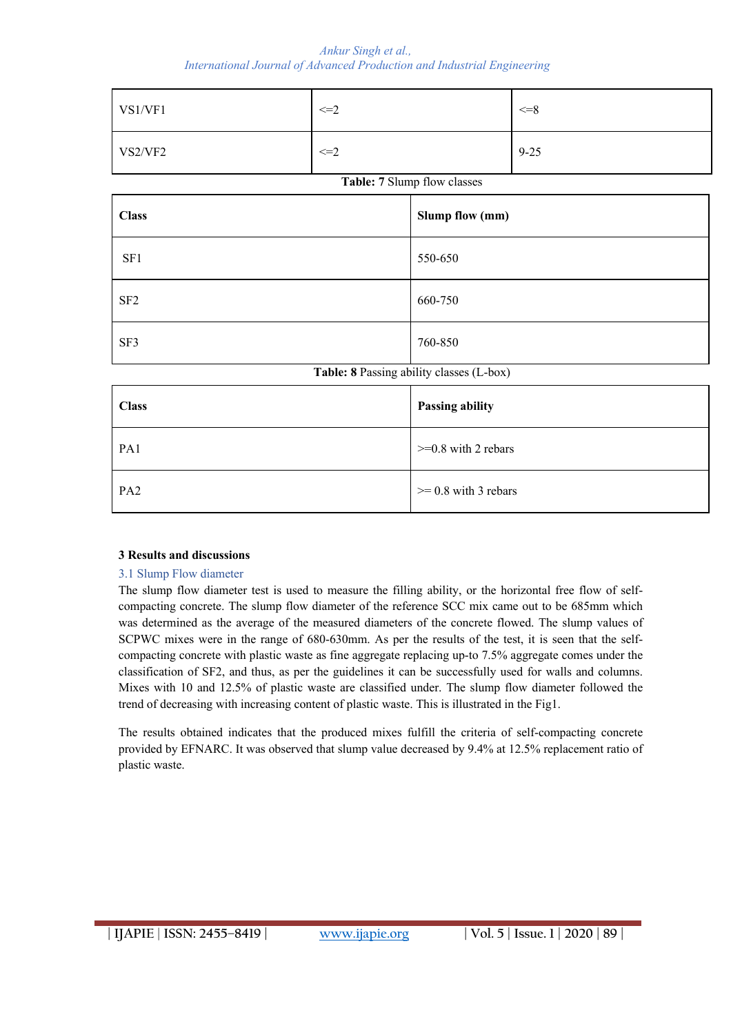| VS1/VF1 | <=2 | <=8 |
|---|---|---|
| VS2/VF2 | <=2 | 9-25 |

**Table: 7** Slump flow classes

| Class | Slump flow (mm) |
|---|---|
| SF1 | 550-650 |
| SF2 | 660-750 |
| SF3 | 760-850 |

**Table: 8** Passing ability classes (L-box)

| Class | Passing ability |
|---|---|
| PA1 | >=0.8 with 2 rebars |
| PA2 | >= 0.8 with 3 rebars |

## 3 Results and discussions

### 3.1 Slump Flow diameter

The slump flow diameter test is used to measure the filling ability, or the horizontal free flow of self-compacting concrete. The slump flow diameter of the reference SCC mix came out to be 685mm which was determined as the average of the measured diameters of the concrete flowed. The slump values of SCPWC mixes were in the range of 680-630mm. As per the results of the test, it is seen that the self-compacting concrete with plastic waste as fine aggregate replacing up-to 7.5% aggregate comes under the classification of SF2, and thus, as per the guidelines it can be successfully used for walls and columns. Mixes with 10 and 12.5% of plastic waste are classified under. The slump flow diameter followed the trend of decreasing with increasing content of plastic waste. This is illustrated in the Fig1.

The results obtained indicates that the produced mixes fulfill the criteria of self-compacting concrete provided by EFNARC. It was observed that slump value decreased by 9.4% at 12.5% replacement ratio of plastic waste.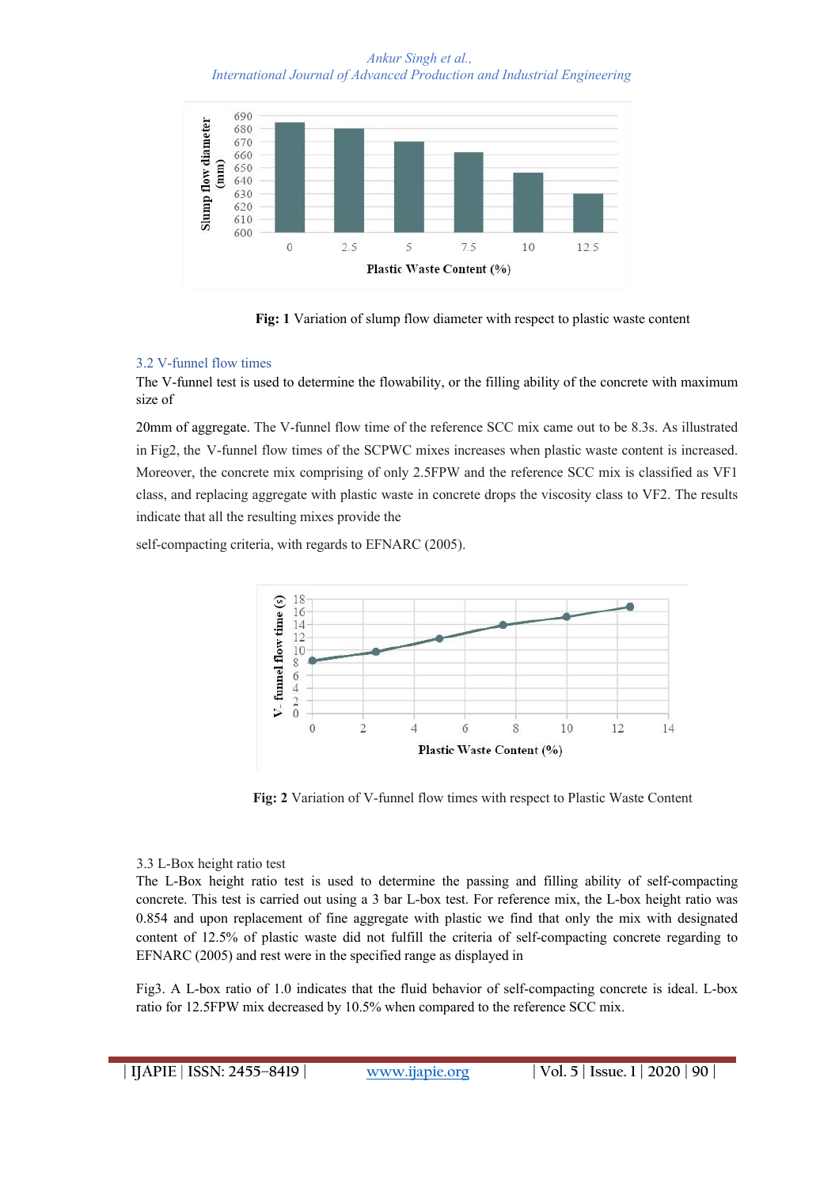Fig: 1 Variation of slump flow diameter with respect to plastic waste content

### 3.2 V-funnel flow times

The V-funnel test is used to determine the flowability, or the filling ability of the concrete with maximum size of

20mm of aggregate. The V-funnel flow time of the reference SCC mix came out to be 8.3s. As illustrated in Fig2, the V-funnel flow times of the SCPWC mixes increases when plastic waste content is increased. Moreover, the concrete mix comprising of only 2.5FPW and the reference SCC mix is classified as VF1 class, and replacing aggregate with plastic waste in concrete drops the viscosity class to VF2. The results indicate that all the resulting mixes provide the

self-compacting criteria, with regards to EFNARC (2005).

Fig: 2 Variation of V-funnel flow times with respect to Plastic Waste Content

### 3.3 L-Box height ratio test

The L-Box height ratio test is used to determine the passing and filling ability of self-compacting concrete. This test is carried out using a 3 bar L-box test. For reference mix, the L-box height ratio was 0.854 and upon replacement of fine aggregate with plastic we find that only the mix with designated content of 12.5% of plastic waste did not fulfill the criteria of self-compacting concrete regarding to EFNARC (2005) and rest were in the specified range as displayed in

Fig3. A L-box ratio of 1.0 indicates that the fluid behavior of self-compacting concrete is ideal. L-box ratio for 12.5FPW mix decreased by 10.5% when compared to the reference SCC mix.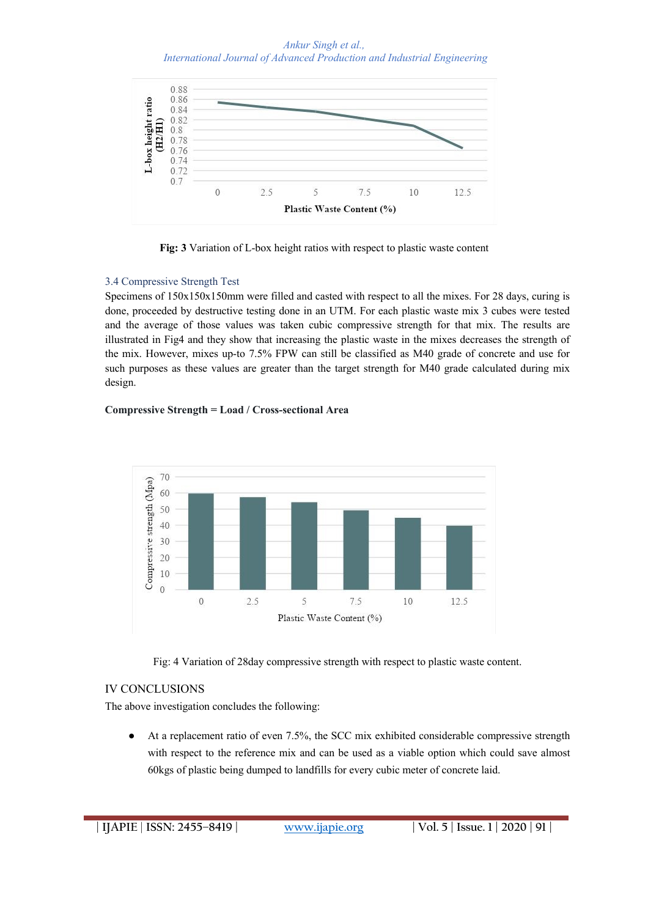Fig: 3 Variation of L-box height ratios with respect to plastic waste content

### 3.4 Compressive Strength Test

Specimens of 150x150x150mm were filled and casted with respect to all the mixes. For 28 days, curing is done, proceeded by destructive testing done in an UTM. For each plastic waste mix 3 cubes were tested and the average of those values was taken cubic compressive strength for that mix. The results are illustrated in Fig4 and they show that increasing the plastic waste in the mixes decreases the strength of the mix. However, mixes up-to 7.5% FPW can still be classified as M40 grade of concrete and use for such purposes as these values are greater than the target strength for M40 grade calculated during mix design.

**Compressive Strength = Load / Cross-sectional Area**

Fig: 4 Variation of 28day compressive strength with respect to plastic waste content.

## IV CONCLUSIONS

The above investigation concludes the following:

- At a replacement ratio of even 7.5%, the SCC mix exhibited considerable compressive strength with respect to the reference mix and can be used as a viable option which could save almost 60kgs of plastic being dumped to landfills for every cubic meter of concrete laid.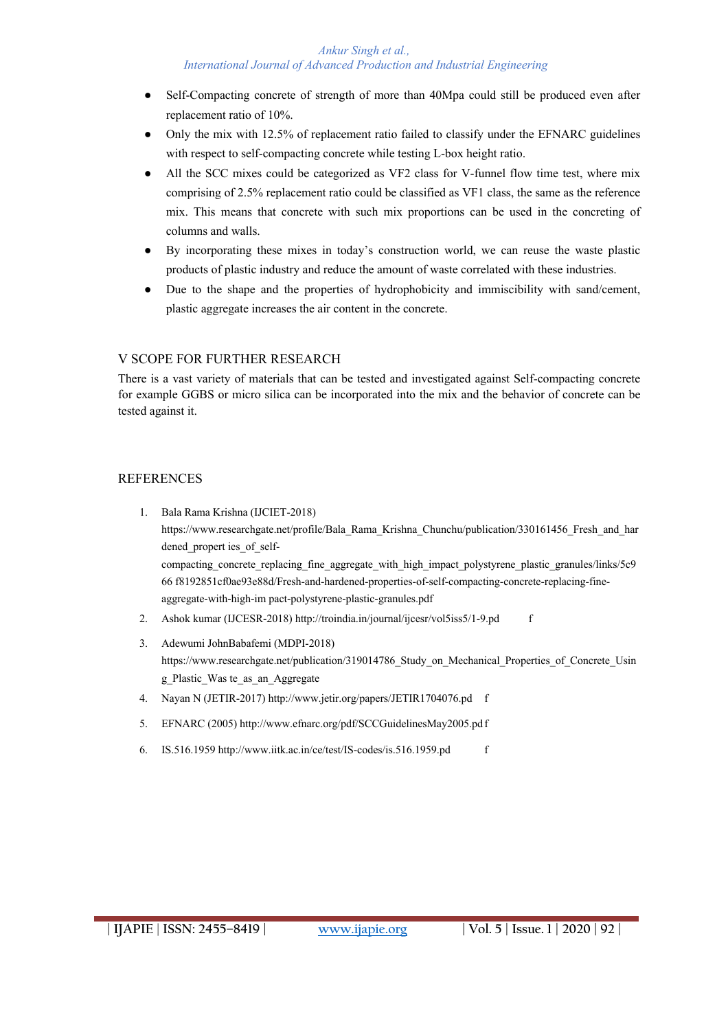- Self-Compacting concrete of strength of more than 40Mpa could still be produced even after replacement ratio of 10%.
- Only the mix with 12.5% of replacement ratio failed to classify under the EFNARC guidelines with respect to self-compacting concrete while testing L-box height ratio.
- All the SCC mixes could be categorized as VF2 class for V-funnel flow time test, where mix comprising of 2.5% replacement ratio could be classified as VF1 class, the same as the reference mix. This means that concrete with such mix proportions can be used in the concreting of columns and walls.
- By incorporating these mixes in today's construction world, we can reuse the waste plastic products of plastic industry and reduce the amount of waste correlated with these industries.
- Due to the shape and the properties of hydrophobicity and immiscibility with sand/cement, plastic aggregate increases the air content in the concrete.

## V SCOPE FOR FURTHER RESEARCH

There is a vast variety of materials that can be tested and investigated against Self-compacting concrete for example GGBS or micro silica can be incorporated into the mix and the behavior of concrete can be tested against it.

## REFERENCES

1. Bala Rama Krishna (IJCIET-2018) https://www.researchgate.net/profile/Bala_Rama_Krishna_Chunchu/publication/330161456_Fresh_and_hardened_propert ies_of_self-compacting_concrete_replacing_fine_aggregate_with_high_impact_polystyrene_plastic_granules/links/5c966 f8192851cf0ae93e88d/Fresh-and-hardened-properties-of-self-compacting-concrete-replacing-fine-aggregate-with-high-im pact-polystyrene-plastic-granules.pdf
2. Ashok kumar (IJCESR-2018) http://troindia.in/journal/ijcesr/vol5iss5/1-9.pd f
3. Adewumi JohnBabafemi (MDPI-2018) https://www.researchgate.net/publication/319014786_Study_on_Mechanical_Properties_of_Concrete_Using_Plastic_Was te_as_an_Aggregate
4. Nayan N (JETIR-2017) http://www.jetir.org/papers/JETIR1704076.pd f
5. EFNARC (2005) http://www.efnarc.org/pdf/SCCGuidelinesMay2005.pd f
6. IS.516.1959 http://www.iitk.ac.in/ce/test/IS-codes/is.516.1959.pd f